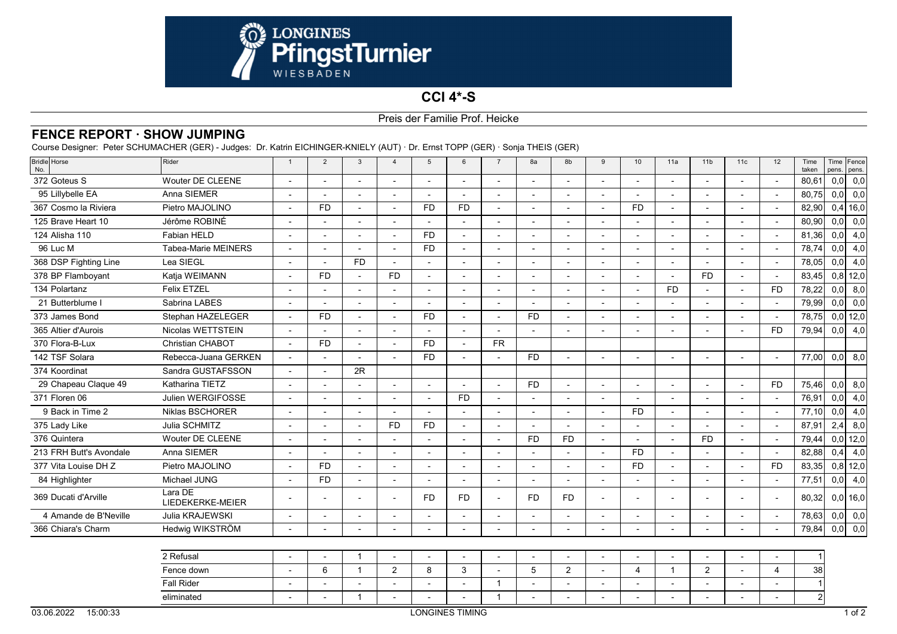# CCI 4*-S

Preis der Familie Prof. Heicke

## FENCE REPORT · SHOW JUMPING

Course Designer: Peter SCHUMACHER (GER) - Judges: Dr. Katrin EICHINGER-KNIELY (AUT) · Dr. Ernst TOPP (GER) · Sonja THEIS (GER)

| Bridle No. Horse | Rider | 1 | 2 | 3 | 4 | 5 | 6 | 7 | 8a | 8b | 9 | 10 | 11a | 11b | 11c | 12 | Time taken | Time pens. | Fence pens. |
|---|---|---|---|---|---|---|---|---|---|---|---|---|---|---|---|---|---|---|---|
| 372 Goteus S | Wouter DE CLEENE | - | - | - | - | - | - | - | - | - | - | - | - | - | - | - | 80,61 | 0,0 | 0,0 |
| 95 Lillybelle EA | Anna SIEMER | - | - | - | - | - | - | - | - | - | - | - | - | - | - | - | 80,75 | 0,0 | 0,0 |
| 367 Cosmo la Riviera | Pietro MAJOLINO | - | FD | - | - | FD | FD | - | - | - | - | FD | - | - | - | - | 82,90 | 0,4 | 16,0 |
| 125 Brave Heart 10 | Jérôme ROBINÉ | - | - | - | - | - | - | - | - | - | - | - | - | - | - | - | 80,90 | 0,0 | 0,0 |
| 124 Alisha 110 | Fabian HELD | - | - | - | - | FD | - | - | - | - | - | - | - | - | - | - | 81,36 | 0,0 | 4,0 |
| 96 Luc M | Tabea-Marie MEINERS | - | - | - | - | FD | - | - | - | - | - | - | - | - | - | - | 78,74 | 0,0 | 4,0 |
| 368 DSP Fighting Line | Lea SIEGL | - | - | FD | - | - | - | - | - | - | - | - | - | - | - | - | 78,05 | 0,0 | 4,0 |
| 378 BP Flamboyant | Katja WEIMANN | - | FD | - | FD | - | - | - | - | - | - | - | - | FD | - | - | 83,45 | 0,8 | 12,0 |
| 134 Polartanz | Felix ETZEL | - | - | - | - | - | - | - | - | - | - | - | FD | - | - | FD | 78,22 | 0,0 | 8,0 |
| 21 Butterblume I | Sabrina LABES | - | - | - | - | - | - | - | - | - | - | - | - | - | - | - | 79,99 | 0,0 | 0,0 |
| 373 James Bond | Stephan HAZELEGER | - | FD | - | - | FD | - | - | FD | - | - | - | - | - | - | - | 78,75 | 0,0 | 12,0 |
| 365 Altier d'Aurois | Nicolas WETTSTEIN | - | - | - | - | - | - | - | - | - | - | - | - | - | - | FD | 79,94 | 0,0 | 4,0 |
| 370 Flora-B-Lux | Christian CHABOT | - | FD | - | - | FD | - | FR | | | | | | | | | | | |
| 142 TSF Solara | Rebecca-Juana GERKEN | - | - | - | - | FD | - | - | FD | - | - | - | - | - | - | - | 77,00 | 0,0 | 8,0 |
| 374 Koordinat | Sandra GUSTAFSSON | - | - | 2R | | | | | | | | | | | | | | | |
| 29 Chapeau Claque 49 | Katharina TIETZ | - | - | - | - | - | - | - | FD | - | - | - | - | - | - | FD | 75,46 | 0,0 | 8,0 |
| 371 Floren 06 | Julien WERGIFOSSE | - | - | - | - | - | FD | - | - | - | - | - | - | - | - | - | 76,91 | 0,0 | 4,0 |
| 9 Back in Time 2 | Niklas BSCHORER | - | - | - | - | - | - | - | - | - | - | FD | - | - | - | - | 77,10 | 0,0 | 4,0 |
| 375 Lady Like | Julia SCHMITZ | - | - | - | FD | FD | - | - | - | - | - | - | - | - | - | - | 87,91 | 2,4 | 8,0 |
| 376 Quintera | Wouter DE CLEENE | - | - | - | - | - | - | - | FD | FD | - | - | - | FD | - | - | 79,44 | 0,0 | 12,0 |
| 213 FRH Butt's Avondale | Anna SIEMER | - | - | - | - | - | - | - | - | - | - | FD | - | - | - | - | 82,88 | 0,4 | 4,0 |
| 377 Vita Louise DH Z | Pietro MAJOLINO | - | FD | - | - | - | - | - | - | - | - | FD | - | - | - | FD | 83,35 | 0,8 | 12,0 |
| 84 Highlighter | Michael JUNG | - | FD | - | - | - | - | - | - | - | - | - | - | - | - | - | 77,51 | 0,0 | 4,0 |
| 369 Ducati d'Arville | Lara DE LIEDEKERKE-MEIER | - | - | - | - | FD | FD | - | FD | FD | - | - | - | - | - | - | 80,32 | 0,0 | 16,0 |
| 4 Amande de B'Neville | Julia KRAJEWSKI | - | - | - | - | - | - | - | - | - | - | - | - | - | - | - | 78,63 | 0,0 | 0,0 |
| 366 Chiara's Charm | Hedwig WIKSTRÖM | - | - | - | - | - | - | - | - | - | - | - | - | - | - | - | 79,84 | 0,0 | 0,0 |

| | 1 | 2 | 3 | 4 | 5 | 6 | 7 | 8a | 8b | 9 | 10 | 11a | 11b | 11c | 12 | Total |
|---|---|---|---|---|---|---|---|---|---|---|---|---|---|---|---|---|
| 2 Refusal | - | - | 1 | - | - | - | - | - | - | - | - | - | - | - | - | 1 |
| Fence down | - | 6 | 1 | 2 | 8 | 3 | - | 5 | 2 | - | 4 | 1 | 2 | - | 4 | 38 |
| Fall Rider | - | - | - | - | - | - | 1 | - | - | - | - | - | - | - | - | 1 |
| eliminated | - | - | 1 | - | - | - | 1 | - | - | - | - | - | - | - | - | 2 |

03.06.2022 15:00:33 LONGINES TIMING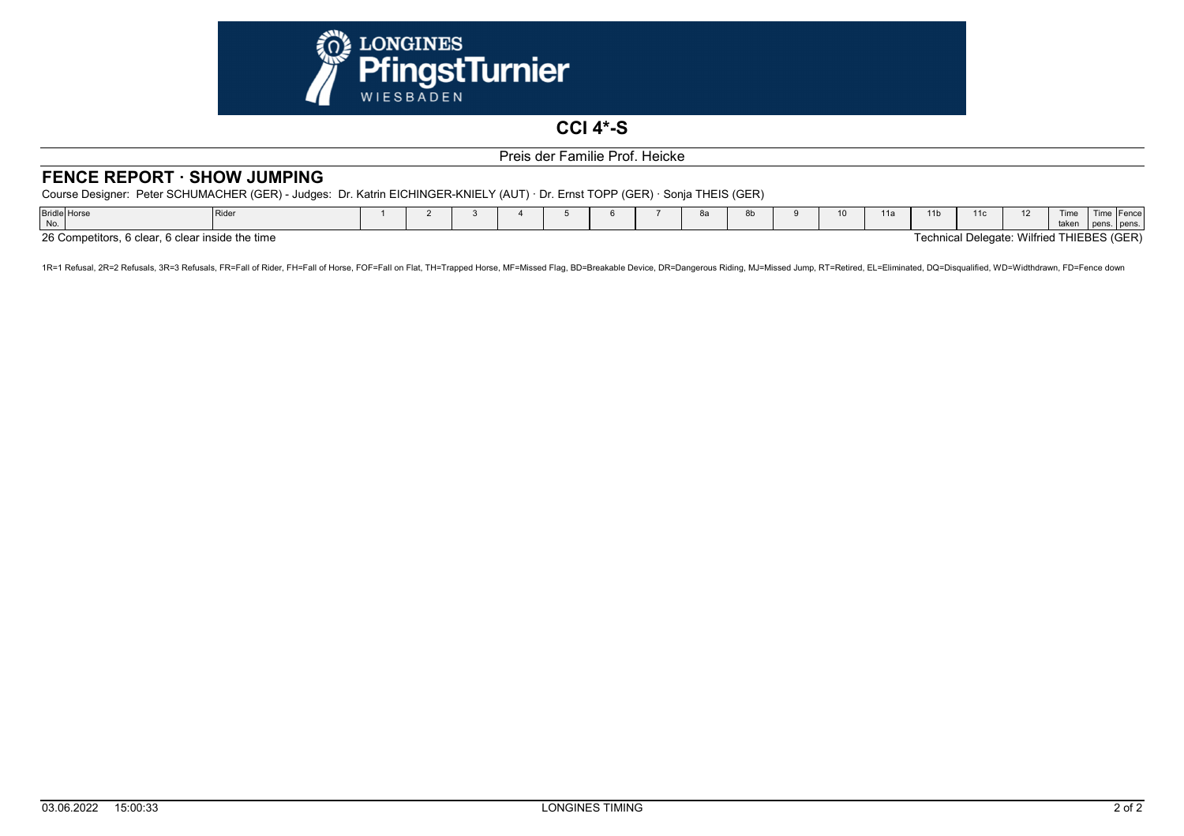# CCI 4*-S

Preis der Familie Prof. Heicke

## FENCE REPORT · SHOW JUMPING

Course Designer: Peter SCHUMACHER (GER) - Judges: Dr. Katrin EICHINGER-KNIELY (AUT) · Dr. Ernst TOPP (GER) · Sonja THEIS (GER)

| Bridle No. | Horse | Rider | 1 | 2 | 3 | 4 | 5 | 6 | 7 | 8a | 8b | 9 | 10 | 11a | 11b | 11c | 12 | Time taken | Time pens. | Fence pens. |
|---|---|---|---|---|---|---|---|---|---|---|---|---|---|---|---|---|---|---|---|---|

26 Competitors, 6 clear, 6 clear inside the time

Technical Delegate: Wilfried THIEBES (GER)

1R=1 Refusal, 2R=2 Refusals, 3R=3 Refusals, FR=Fall of Rider, FH=Fall of Horse, FOF=Fall on Flat, TH=Trapped Horse, MF=Missed Flag, BD=Breakable Device, DR=Dangerous Riding, MJ=Missed Jump, RT=Retired, EL=Eliminated, DQ=Disqualified, WD=Widthdrawn, FD=Fence down

03.06.2022 15:00:33

LONGINES TIMING